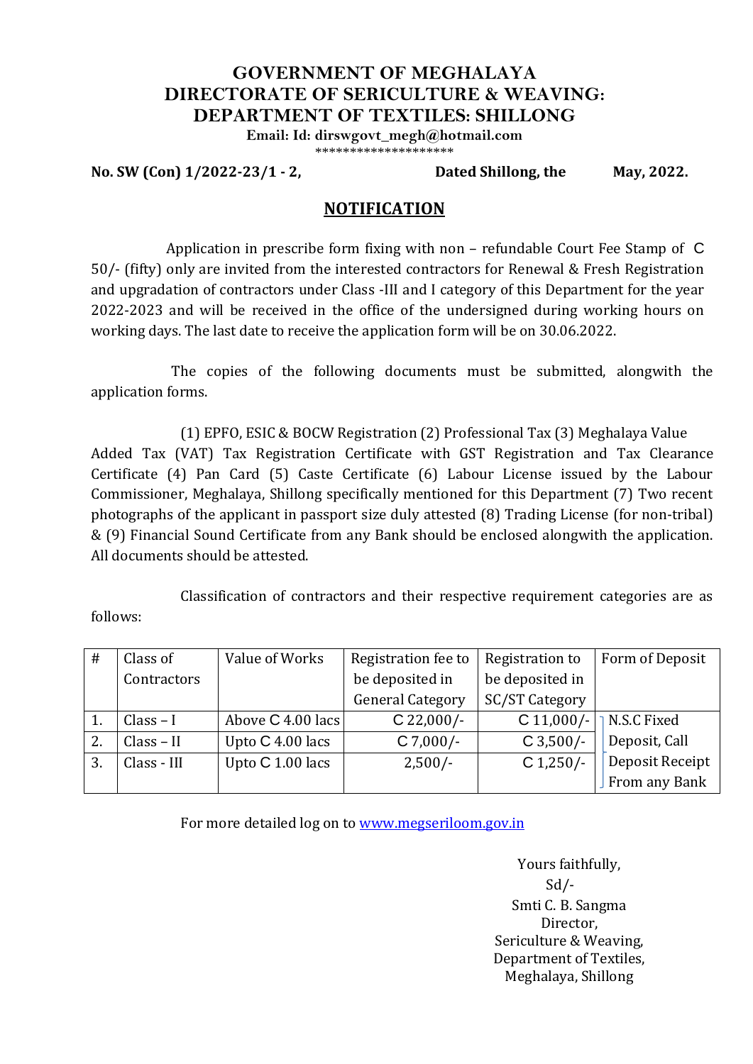# GOVERNMENT OF MEGHALAYA
# DIRECTORATE OF SERICULTURE & WEAVING: DEPARTMENT OF TEXTILES: SHILLONG

**Email: Id: dirswgovt_megh@hotmail.com**

********************

**No. SW (Con) 1/2022-23/1 - 2,** **Dated Shillong, the May, 2022.**

## NOTIFICATION

Application in prescribe form fixing with non – refundable Court Fee Stamp of C 50/- (fifty) only are invited from the interested contractors for Renewal & Fresh Registration and upgradation of contractors under Class -III and I category of this Department for the year 2022-2023 and will be received in the office of the undersigned during working hours on working days. The last date to receive the application form will be on 30.06.2022.

The copies of the following documents must be submitted, alongwith the application forms.

(1) EPFO, ESIC & BOCW Registration (2) Professional Tax (3) Meghalaya Value Added Tax (VAT) Tax Registration Certificate with GST Registration and Tax Clearance Certificate (4) Pan Card (5) Caste Certificate (6) Labour License issued by the Labour Commissioner, Meghalaya, Shillong specifically mentioned for this Department (7) Two recent photographs of the applicant in passport size duly attested (8) Trading License (for non-tribal) & (9) Financial Sound Certificate from any Bank should be enclosed alongwith the application. All documents should be attested.

Classification of contractors and their respective requirement categories are as follows:

| # | Class of Contractors | Value of Works | Registration fee to be deposited in General Category | Registration to be deposited in SC/ST Category | Form of Deposit |
|---|---|---|---|---|---|
| 1. | Class – I | Above C 4.00 lacs | C 22,000/- | C 11,000/- | N.S.C Fixed Deposit, Call Deposit Receipt From any Bank |
| 2. | Class – II | Upto C 4.00 lacs | C 7,000/- | C 3,500/- | |
| 3. | Class - III | Upto C 1.00 lacs | 2,500/- | C 1,250/- | |

For more detailed log on to www.megseriloom.gov.in

Yours faithfully,
Sd/-
Smti C. B. Sangma
Director,
Sericulture & Weaving,
Department of Textiles,
Meghalaya, Shillong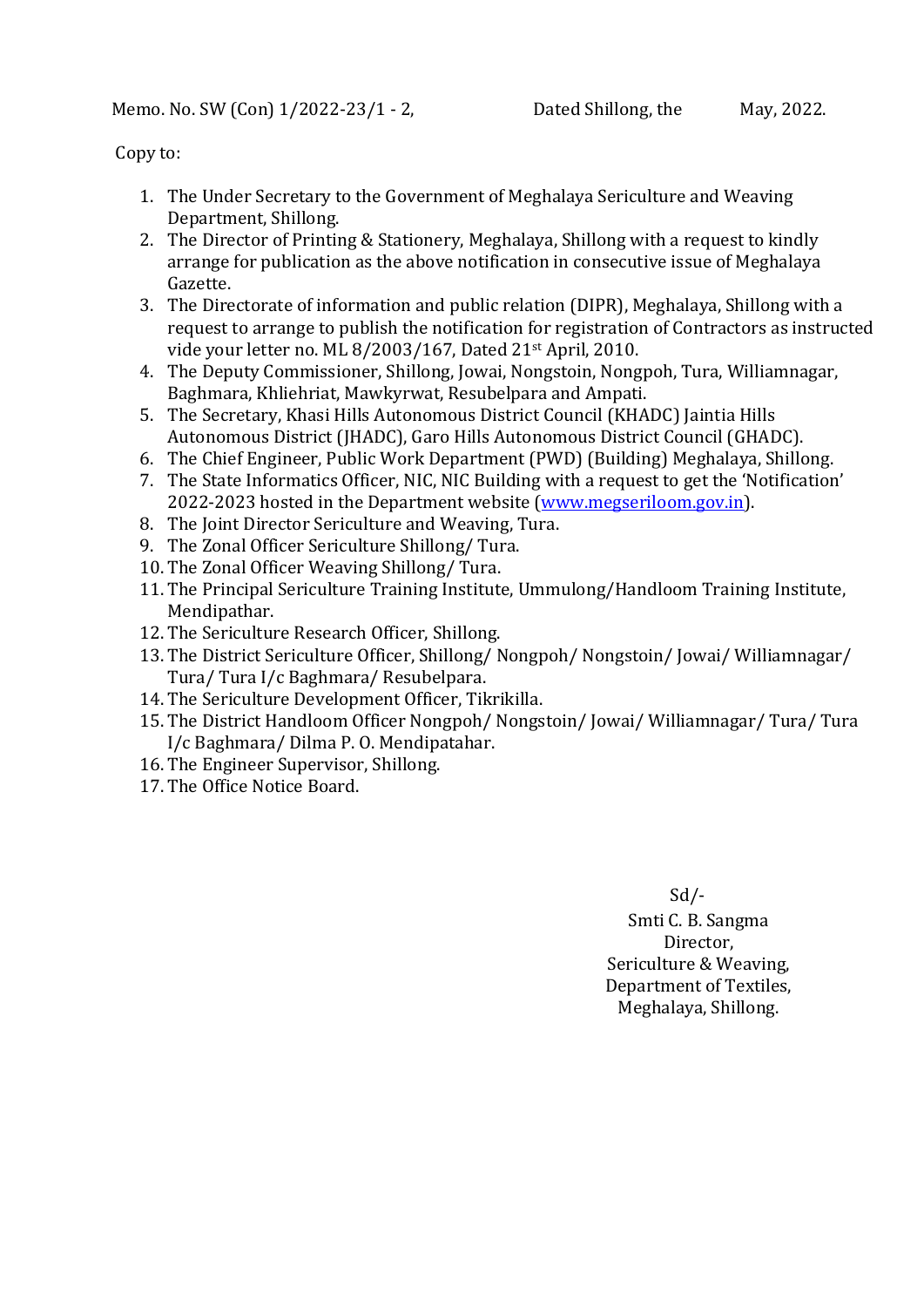Memo. No. SW (Con) 1/2022-23/1 - 2, Dated Shillong, the May, 2022.

Copy to:

1. The Under Secretary to the Government of Meghalaya Sericulture and Weaving Department, Shillong.
2. The Director of Printing & Stationery, Meghalaya, Shillong with a request to kindly arrange for publication as the above notification in consecutive issue of Meghalaya Gazette.
3. The Directorate of information and public relation (DIPR), Meghalaya, Shillong with a request to arrange to publish the notification for registration of Contractors as instructed vide your letter no. ML 8/2003/167, Dated 21st April, 2010.
4. The Deputy Commissioner, Shillong, Jowai, Nongstoin, Nongpoh, Tura, Williamnagar, Baghmara, Khliehriat, Mawkyrwat, Resubelpara and Ampati.
5. The Secretary, Khasi Hills Autonomous District Council (KHADC) Jaintia Hills Autonomous District (JHADC), Garo Hills Autonomous District Council (GHADC).
6. The Chief Engineer, Public Work Department (PWD) (Building) Meghalaya, Shillong.
7. The State Informatics Officer, NIC, NIC Building with a request to get the 'Notification' 2022-2023 hosted in the Department website (www.megseriloom.gov.in).
8. The Joint Director Sericulture and Weaving, Tura.
9. The Zonal Officer Sericulture Shillong/ Tura.
10. The Zonal Officer Weaving Shillong/ Tura.
11. The Principal Sericulture Training Institute, Ummulong/Handloom Training Institute, Mendipathar.
12. The Sericulture Research Officer, Shillong.
13. The District Sericulture Officer, Shillong/ Nongpoh/ Nongstoin/ Jowai/ Williamnagar/ Tura/ Tura I/c Baghmara/ Resubelpara.
14. The Sericulture Development Officer, Tikrikilla.
15. The District Handloom Officer Nongpoh/ Nongstoin/ Jowai/ Williamnagar/ Tura/ Tura I/c Baghmara/ Dilma P. O. Mendipatahar.
16. The Engineer Supervisor, Shillong.
17. The Office Notice Board.

Sd/-
Smti C. B. Sangma
Director,
Sericulture & Weaving,
Department of Textiles,
Meghalaya, Shillong.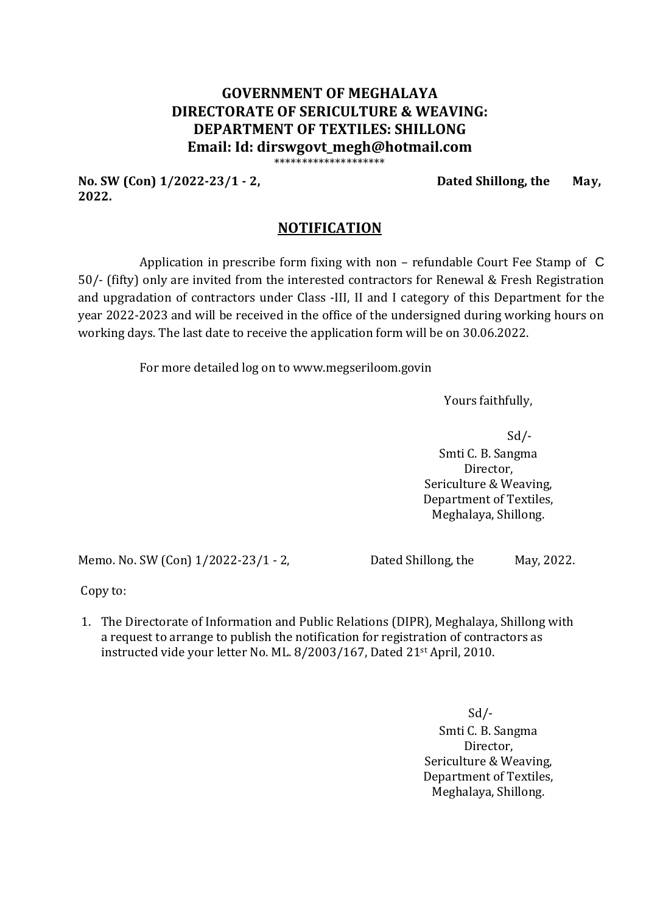# GOVERNMENT OF MEGHALAYA
# DIRECTORATE OF SERICULTURE & WEAVING:
# DEPARTMENT OF TEXTILES: SHILLONG
# Email: Id: dirswgovt_megh@hotmail.com

********************

**No. SW (Con) 1/2022-23/1 - 2, Dated Shillong, the May, 2022.**

## NOTIFICATION

Application in prescribe form fixing with non – refundable Court Fee Stamp of C 50/- (fifty) only are invited from the interested contractors for Renewal & Fresh Registration and upgradation of contractors under Class -III, II and I category of this Department for the year 2022-2023 and will be received in the office of the undersigned during working hours on working days. The last date to receive the application form will be on 30.06.2022.

For more detailed log on to www.megseriloom.govin

Yours faithfully,

Sd/-
Smti C. B. Sangma
Director,
Sericulture & Weaving,
Department of Textiles,
Meghalaya, Shillong.

Memo. No. SW (Con) 1/2022-23/1 - 2, Dated Shillong, the May, 2022.

Copy to:

1. The Directorate of Information and Public Relations (DIPR), Meghalaya, Shillong with a request to arrange to publish the notification for registration of contractors as instructed vide your letter No. ML. 8/2003/167, Dated 21st April, 2010.

Sd/-
Smti C. B. Sangma
Director,
Sericulture & Weaving,
Department of Textiles,
Meghalaya, Shillong.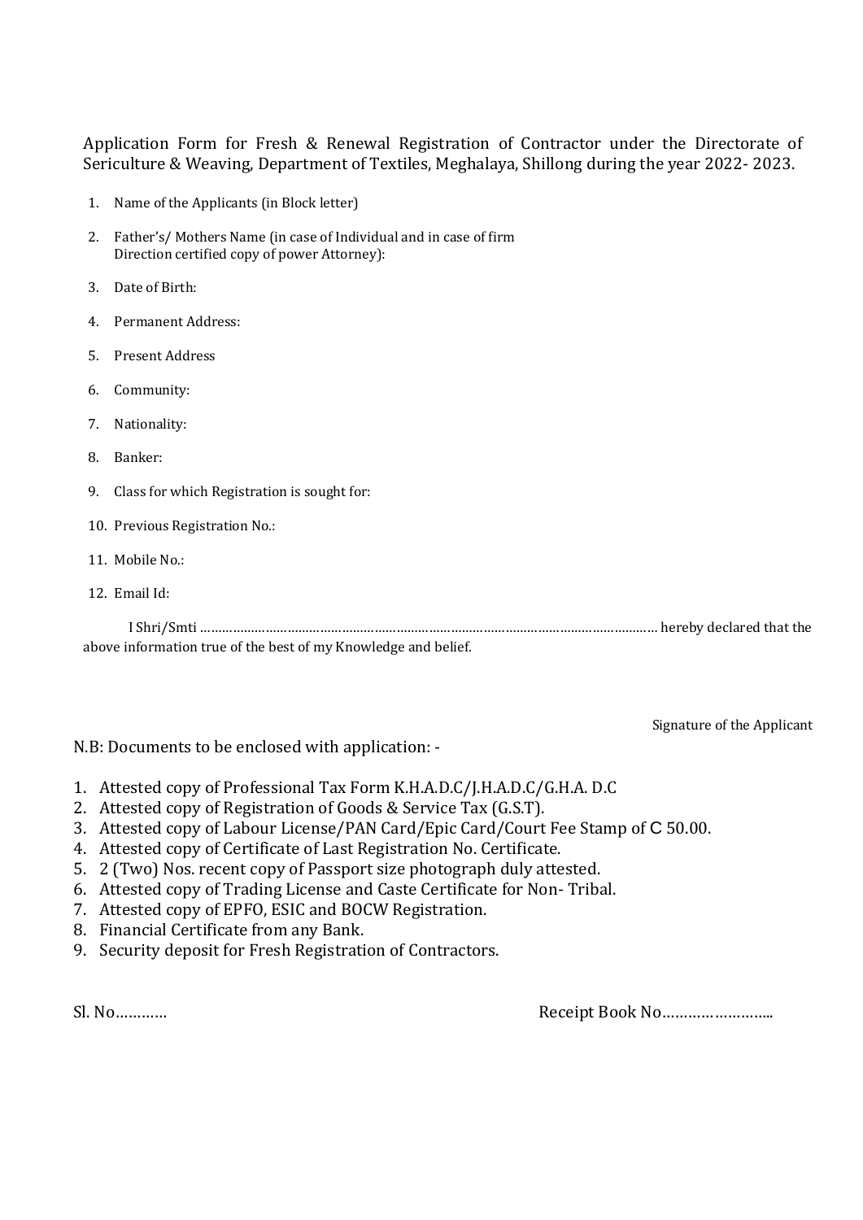Application Form for Fresh & Renewal Registration of Contractor under the Directorate of Sericulture & Weaving, Department of Textiles, Meghalaya, Shillong during the year 2022- 2023.

1. Name of the Applicants (in Block letter)
2. Father's/ Mothers Name (in case of Individual and in case of firm Direction certified copy of power Attorney):
3. Date of Birth:
4. Permanent Address:
5. Present Address
6. Community:
7. Nationality:
8. Banker:
9. Class for which Registration is sought for:
10. Previous Registration No.:
11. Mobile No.:
12. Email Id:

I Shri/Smti ………………………………………………………………………………………………………… hereby declared that the above information true of the best of my Knowledge and belief.

Signature of the Applicant

N.B: Documents to be enclosed with application: -

1. Attested copy of Professional Tax Form K.H.A.D.C/J.H.A.D.C/G.H.A. D.C
2. Attested copy of Registration of Goods & Service Tax (G.S.T).
3. Attested copy of Labour License/PAN Card/Epic Card/Court Fee Stamp of C 50.00.
4. Attested copy of Certificate of Last Registration No. Certificate.
5. 2 (Two) Nos. recent copy of Passport size photograph duly attested.
6. Attested copy of Trading License and Caste Certificate for Non- Tribal.
7. Attested copy of EPFO, ESIC and BOCW Registration.
8. Financial Certificate from any Bank.
9. Security deposit for Fresh Registration of Contractors.

Sl. No………… Receipt Book No……………………..